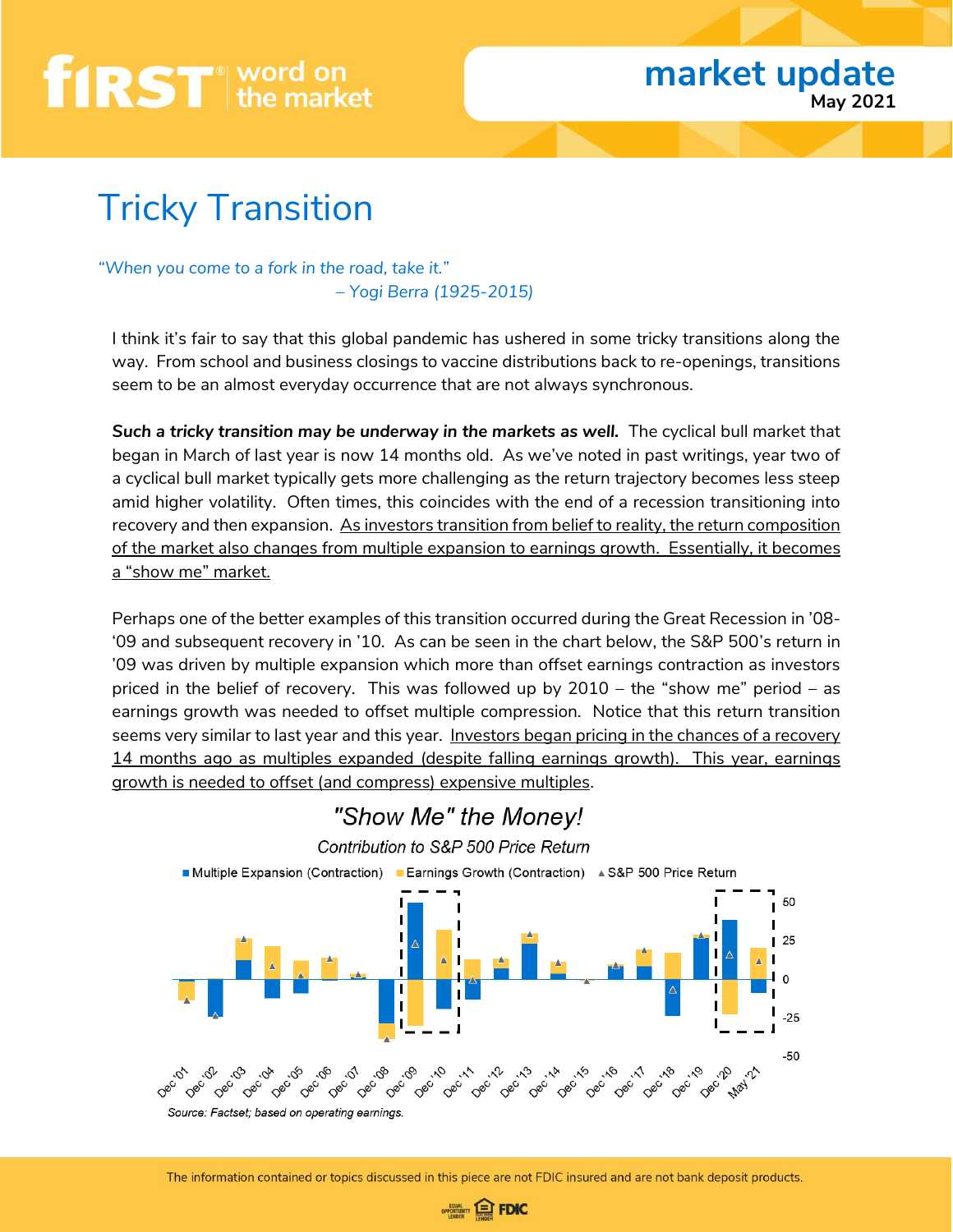# Tricky Transition

*"When you come to a fork in the road, take it."*
*– Yogi Berra (1925-2015)*

I think it's fair to say that this global pandemic has ushered in some tricky transitions along the way. From school and business closings to vaccine distributions back to re-openings, transitions seem to be an almost everyday occurrence that are not always synchronous.

***Such a tricky transition may be underway in the markets as well.*** The cyclical bull market that began in March of last year is now 14 months old. As we've noted in past writings, year two of a cyclical bull market typically gets more challenging as the return trajectory becomes less steep amid higher volatility. Often times, this coincides with the end of a recession transitioning into recovery and then expansion. As investors transition from belief to reality, the return composition of the market also changes from multiple expansion to earnings growth. Essentially, it becomes a "show me" market.

Perhaps one of the better examples of this transition occurred during the Great Recession in '08-'09 and subsequent recovery in '10. As can be seen in the chart below, the S&P 500's return in '09 was driven by multiple expansion which more than offset earnings contraction as investors priced in the belief of recovery. This was followed up by 2010 – the "show me" period – as earnings growth was needed to offset multiple compression. Notice that this return transition seems very similar to last year and this year. Investors began pricing in the chances of a recovery 14 months ago as multiples expanded (despite falling earnings growth). This year, earnings growth is needed to offset (and compress) expensive multiples.

*"Show Me" the Money!*

*Contribution to S&P 500 Price Return*

Multiple Expansion (Contraction) | Earnings Growth (Contraction) | S&P 500 Price Return

*Source: Factset; based on operating earnings.*

The information contained or topics discussed in this piece are not FDIC insured and are not bank deposit products.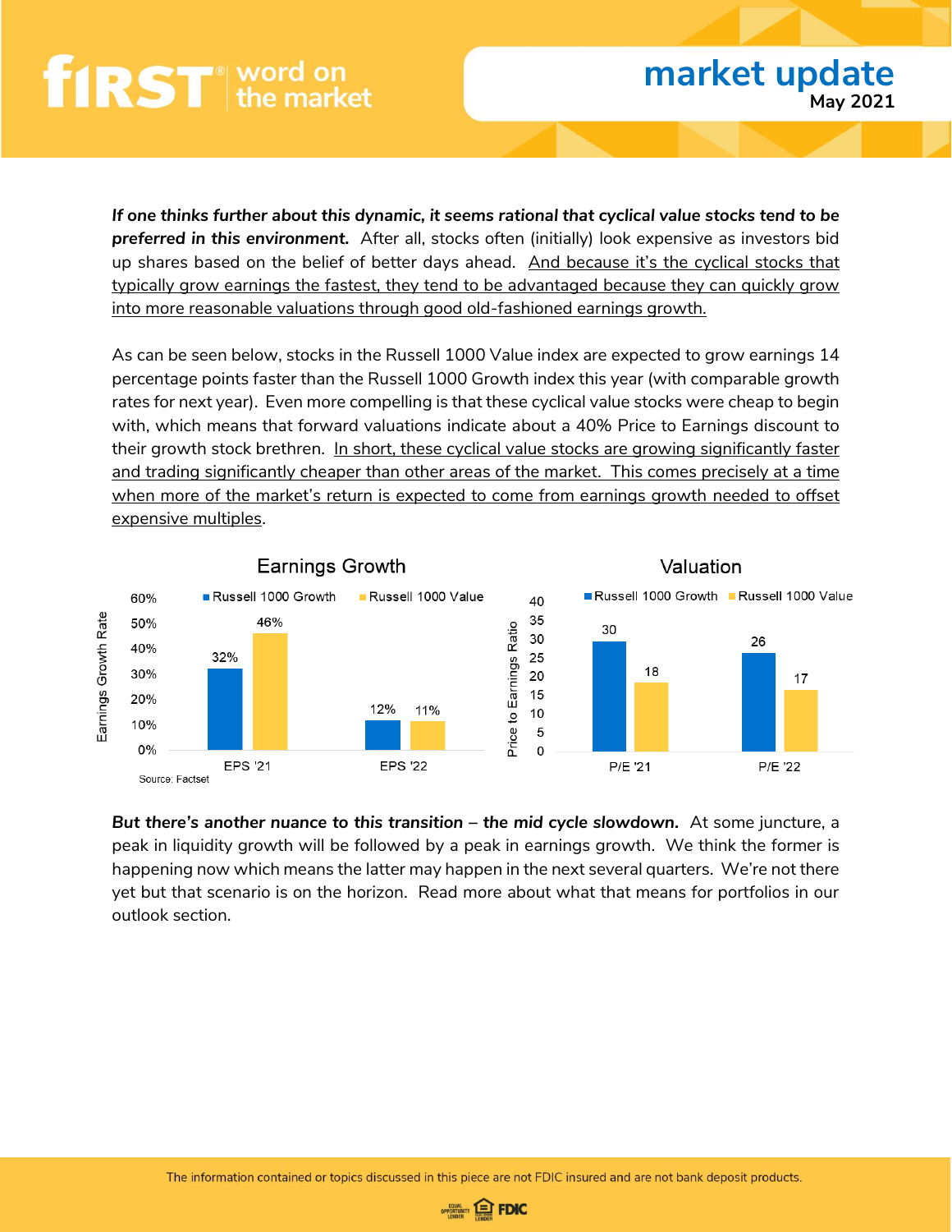***If one thinks further about this dynamic, it seems rational that cyclical value stocks tend to be preferred in this environment.*** After all, stocks often (initially) look expensive as investors bid up shares based on the belief of better days ahead. <u>And because it's the cyclical stocks that typically grow earnings the fastest, they tend to be advantaged because they can quickly grow into more reasonable valuations through good old-fashioned earnings growth.</u>

As can be seen below, stocks in the Russell 1000 Value index are expected to grow earnings 14 percentage points faster than the Russell 1000 Growth index this year (with comparable growth rates for next year). Even more compelling is that these cyclical value stocks were cheap to begin with, which means that forward valuations indicate about a 40% Price to Earnings discount to their growth stock brethren. <u>In short, these cyclical value stocks are growing significantly faster and trading significantly cheaper than other areas of the market. This comes precisely at a time when more of the market's return is expected to come from earnings growth needed to offset expensive multiples</u>.

**Earnings Growth**

| | Russell 1000 Growth | Russell 1000 Value |
|---|---|---|
| EPS '21 | 32% | 46% |
| EPS '22 | 12% | 11% |

Source: Factset

**Valuation**

| | Russell 1000 Growth | Russell 1000 Value |
|---|---|---|
| P/E '21 | 30 | 18 |
| P/E '22 | 26 | 17 |

***But there's another nuance to this transition – the mid cycle slowdown.*** At some juncture, a peak in liquidity growth will be followed by a peak in earnings growth. We think the former is happening now which means the latter may happen in the next several quarters. We're not there yet but that scenario is on the horizon. Read more about what that means for portfolios in our outlook section.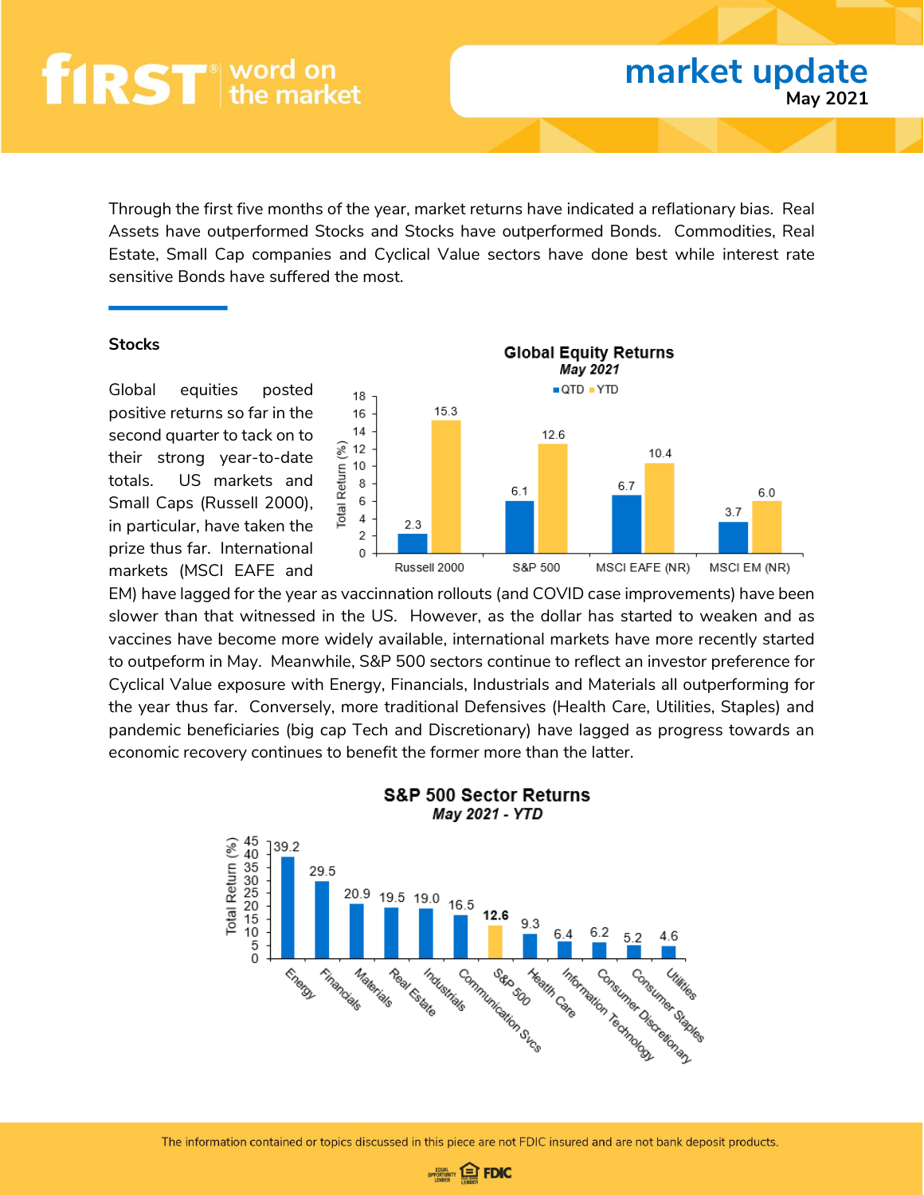# market update

May 2021

Through the first five months of the year, market returns have indicated a reflationary bias. Real Assets have outperformed Stocks and Stocks have outperformed Bonds. Commodities, Real Estate, Small Cap companies and Cyclical Value sectors have done best while interest rate sensitive Bonds have suffered the most.

## Stocks

Global equities posted positive returns so far in the second quarter to tack on to their strong year-to-date totals. US markets and Small Caps (Russell 2000), in particular, have taken the prize thus far. International markets (MSCI EAFE and EM) have lagged for the year as vaccination rollouts (and COVID case improvements) have been slower than that witnessed in the US. However, as the dollar has started to weaken and as vaccines have become more widely available, international markets have more recently started to outpeform in May. Meanwhile, S&P 500 sectors continue to reflect an investor preference for Cyclical Value exposure with Energy, Financials, Industrials and Materials all outperforming for the year thus far. Conversely, more traditional Defensives (Health Care, Utilities, Staples) and pandemic beneficiaries (big cap Tech and Discretionary) have lagged as progress towards an economic recovery continues to benefit the former more than the latter.

**Global Equity Returns**
*May 2021*

Total Return (%)

| | QTD | YTD |
|---|---|---|
| Russell 2000 | 2.3 | 15.3 |
| S&P 500 | 6.1 | 12.6 |
| MSCI EAFE (NR) | 6.7 | 10.4 |
| MSCI EM (NR) | 3.7 | 6.0 |

**S&P 500 Sector Returns**
*May 2021 - YTD*

Total Return (%)

| Sector | YTD |
|---|---|
| Energy | 39.2 |
| Financials | 29.5 |
| Materials | 20.9 |
| Real Estate | 19.5 |
| Industrials | 19.0 |
| Communication Svcs | 16.5 |
| S&P 500 | 12.6 |
| Health Care | 9.3 |
| Information Technology | 6.4 |
| Consumer Discretionary | 6.2 |
| Consumer Staples | 5.2 |
| Utilities | 4.6 |

The information contained or topics discussed in this piece are not FDIC insured and are not bank deposit products.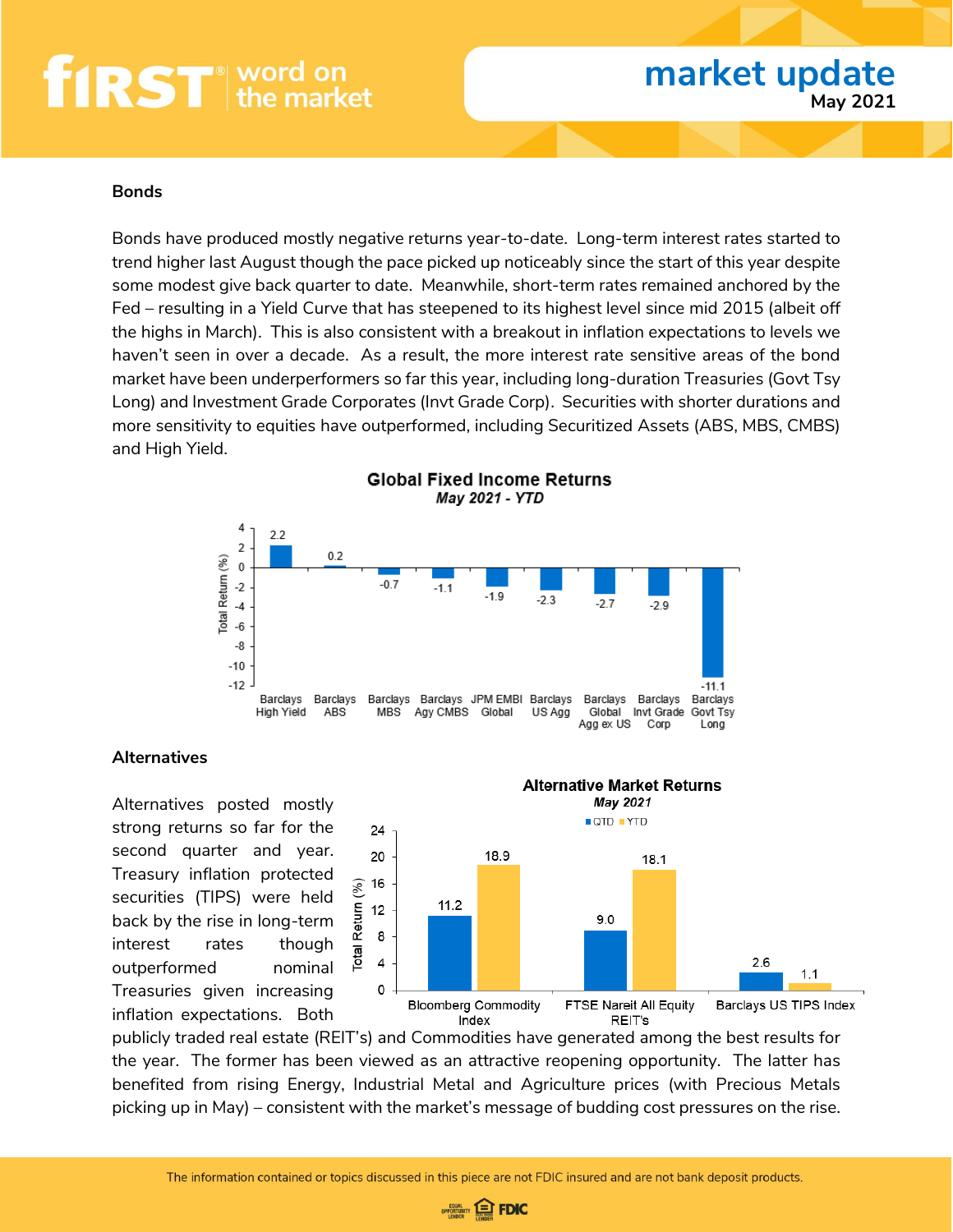## Bonds

Bonds have produced mostly negative returns year-to-date. Long-term interest rates started to trend higher last August though the pace picked up noticeably since the start of this year despite some modest give back quarter to date. Meanwhile, short-term rates remained anchored by the Fed – resulting in a Yield Curve that has steepened to its highest level since mid 2015 (albeit off the highs in March). This is also consistent with a breakout in inflation expectations to levels we haven't seen in over a decade. As a result, the more interest rate sensitive areas of the bond market have been underperformers so far this year, including long-duration Treasuries (Govt Tsy Long) and Investment Grade Corporates (Invt Grade Corp). Securities with shorter durations and more sensitivity to equities have outperformed, including Securitized Assets (ABS, MBS, CMBS) and High Yield.

**Global Fixed Income Returns**
***May 2021 - YTD***

| Index | Total Return (%) |
|---|---|
| Barclays High Yield | 2.2 |
| Barclays ABS | 0.2 |
| Barclays MBS | -0.7 |
| Barclays Agy CMBS | -1.1 |
| JPM EMBI Global | -1.9 |
| Barclays US Agg | -2.3 |
| Barclays Global Agg ex US | -2.7 |
| Barclays Invt Grade Corp | -2.9 |
| Barclays Govt Tsy Long | -11.1 |

## Alternatives

Alternatives posted mostly strong returns so far for the second quarter and year. Treasury inflation protected securities (TIPS) were held back by the rise in long-term interest rates though outperformed nominal Treasuries given increasing inflation expectations. Both publicly traded real estate (REIT's) and Commodities have generated among the best results for the year. The former has been viewed as an attractive reopening opportunity. The latter has benefited from rising Energy, Industrial Metal and Agriculture prices (with Precious Metals picking up in May) – consistent with the market's message of budding cost pressures on the rise.

**Alternative Market Returns**
***May 2021***

| Index | QTD (%) | YTD (%) |
|---|---|---|
| Bloomberg Commodity Index | 11.2 | 18.9 |
| FTSE Nareit All Equity REIT's | 9.0 | 18.1 |
| Barclays US TIPS Index | 2.6 | 1.1 |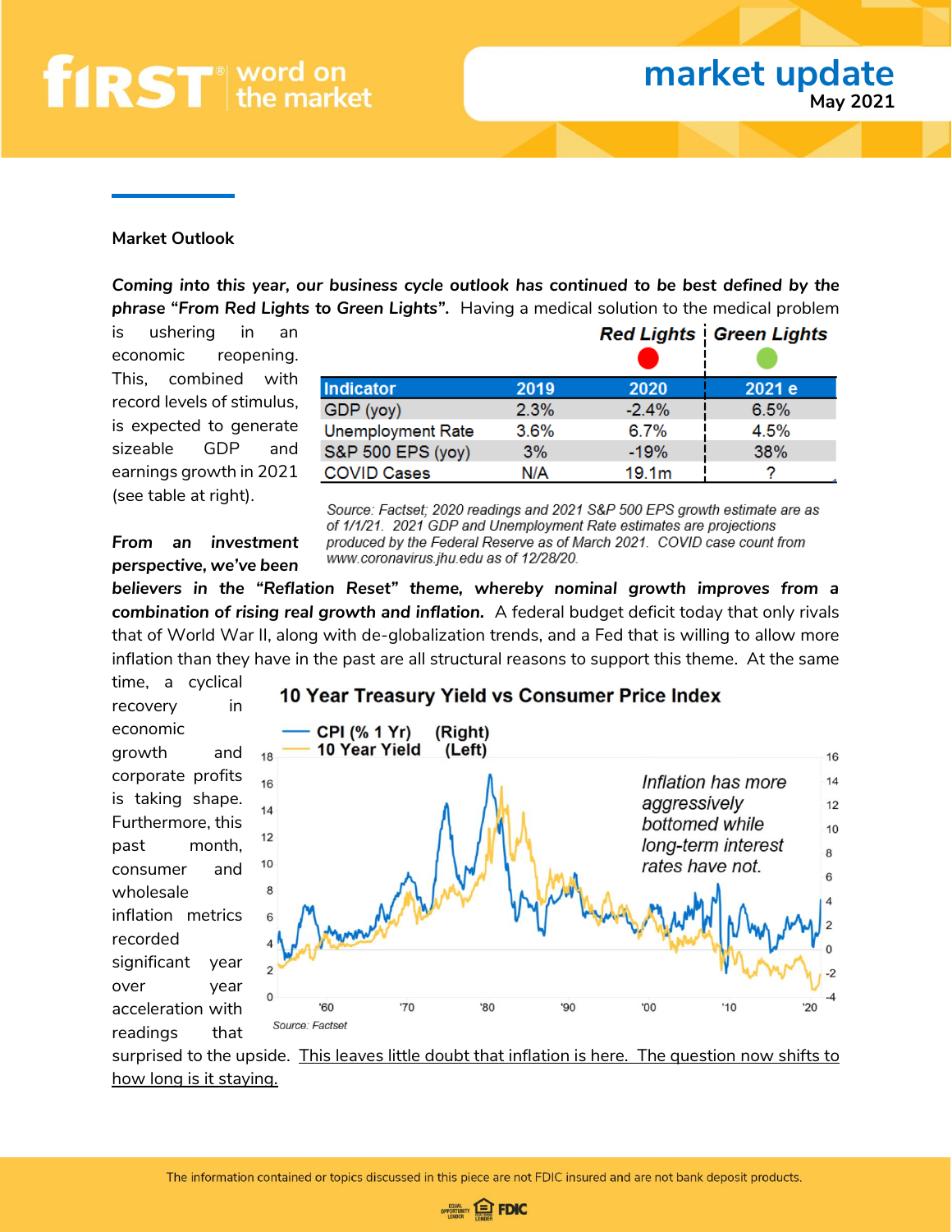## Market Outlook

***Coming into this year, our business cycle outlook has continued to be best defined by the phrase "From Red Lights to Green Lights".*** Having a medical solution to the medical problem is ushering in an economic reopening. This, combined with record levels of stimulus, is expected to generate sizeable GDP and earnings growth in 2021 (see table at right).

| | Red Lights | | Green Lights |
|---|---|---|---|
| **Indicator** | **2019** | **2020** | **2021 e** |
| GDP (yoy) | 2.3% | -2.4% | 6.5% |
| Unemployment Rate | 3.6% | 6.7% | 4.5% |
| S&P 500 EPS (yoy) | 3% | -19% | 38% |
| COVID Cases | N/A | 19.1m | ? |

*Source: Factset; 2020 readings and 2021 S&P 500 EPS growth estimate are as of 1/1/21. 2021 GDP and Unemployment Rate estimates are projections produced by the Federal Reserve as of March 2021. COVID case count from www.coronavirus.jhu.edu as of 12/28/20.*

***From an investment perspective, we've been believers in the "Reflation Reset" theme, whereby nominal growth improves from a combination of rising real growth and inflation.*** A federal budget deficit today that only rivals that of World War II, along with de-globalization trends, and a Fed that is willing to allow more inflation than they have in the past are all structural reasons to support this theme. At the same time, a cyclical recovery in economic growth and corporate profits is taking shape. Furthermore, this past month, consumer and wholesale inflation metrics recorded significant year over year acceleration with readings that surprised to the upside. <u>This leaves little doubt that inflation is here. The question now shifts to how long is it staying.</u>

**10 Year Treasury Yield vs Consumer Price Index**

CPI (% 1 Yr) (Right)
10 Year Yield (Left)

*Inflation has more aggressively bottomed while long-term interest rates have not.*

*Source: Factset*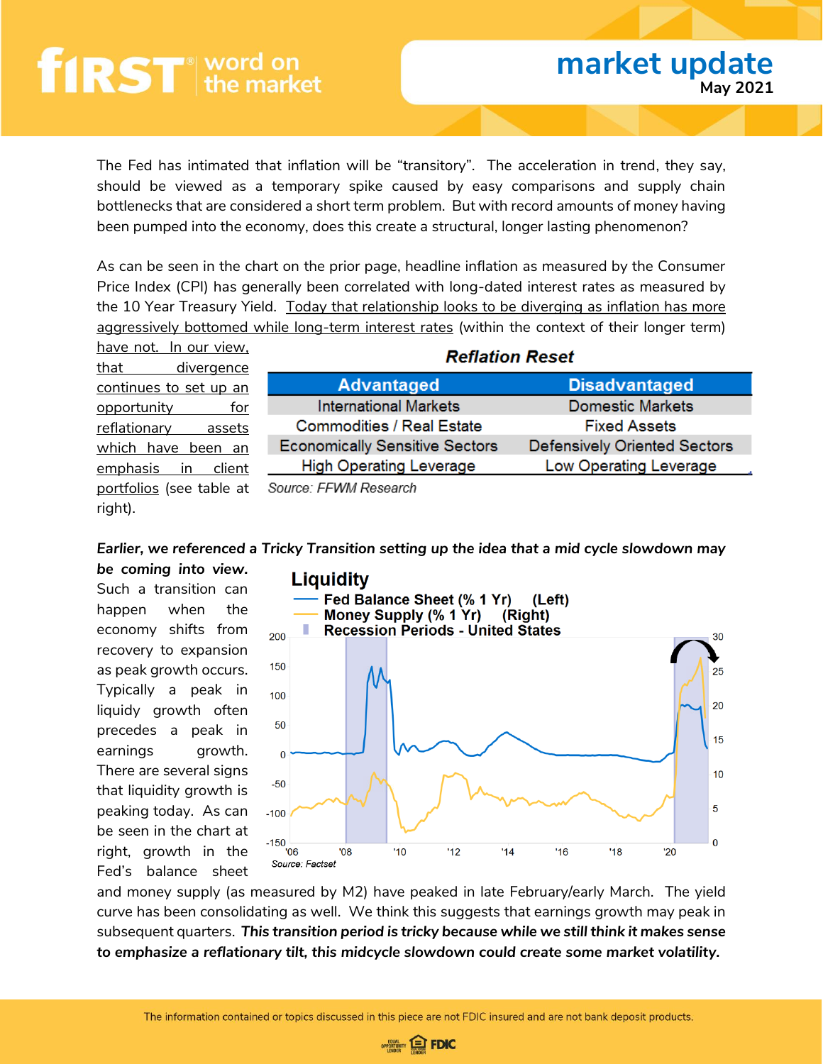The Fed has intimated that inflation will be "transitory". The acceleration in trend, they say, should be viewed as a temporary spike caused by easy comparisons and supply chain bottlenecks that are considered a short term problem. But with record amounts of money having been pumped into the economy, does this create a structural, longer lasting phenomenon?

As can be seen in the chart on the prior page, headline inflation as measured by the Consumer Price Index (CPI) has generally been correlated with long-dated interest rates as measured by the 10 Year Treasury Yield. Today that relationship looks to be diverging as inflation has more aggressively bottomed while long-term interest rates (within the context of their longer term) have not. In our view, that divergence continues to set up an opportunity for reflationary assets which have been an emphasis in client portfolios (see table at right).

**Reflation Reset**

| Advantaged | Disadvantaged |
|---|---|
| International Markets | Domestic Markets |
| Commodities / Real Estate | Fixed Assets |
| Economically Sensitive Sectors | Defensively Oriented Sectors |
| High Operating Leverage | Low Operating Leverage |

Source: FFWM Research

***Earlier, we referenced a Tricky Transition setting up the idea that a mid cycle slowdown may be coming into view.*** Such a transition can happen when the economy shifts from recovery to expansion as peak growth occurs. Typically a peak in liquidity growth often precedes a peak in earnings growth. There are several signs that liquidity growth is peaking today. As can be seen in the chart at right, growth in the Fed's balance sheet and money supply (as measured by M2) have peaked in late February/early March. The yield curve has been consolidating as well. We think this suggests that earnings growth may peak in subsequent quarters. ***This transition period is tricky because while we still think it makes sense to emphasize a reflationary tilt, this midcycle slowdown could create some market volatility.***

**Liquidity**

- Fed Balance Sheet (% 1 Yr) (Left)
- Money Supply (% 1 Yr) (Right)
- Recession Periods - United States

Source: Factset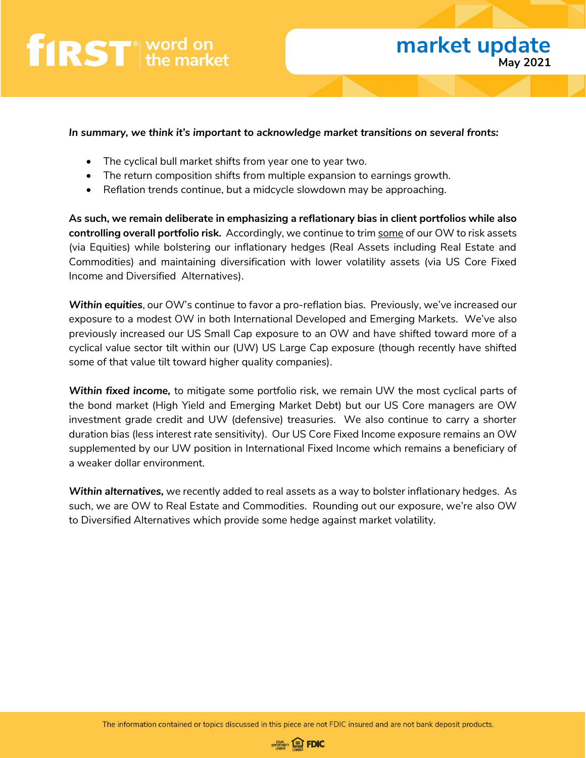*In summary, we think it's important to acknowledge market transitions on several fronts:*

- The cyclical bull market shifts from year one to year two.
- The return composition shifts from multiple expansion to earnings growth.
- Reflation trends continue, but a midcycle slowdown may be approaching.

**As such, we remain deliberate in emphasizing a reflationary bias in client portfolios while also controlling overall portfolio risk.** Accordingly, we continue to trim some of our OW to risk assets (via Equities) while bolstering our inflationary hedges (Real Assets including Real Estate and Commodities) and maintaining diversification with lower volatility assets (via US Core Fixed Income and Diversified Alternatives).

***Within equities***, our OW's continue to favor a pro-reflation bias. Previously, we've increased our exposure to a modest OW in both International Developed and Emerging Markets. We've also previously increased our US Small Cap exposure to an OW and have shifted toward more of a cyclical value sector tilt within our (UW) US Large Cap exposure (though recently have shifted some of that value tilt toward higher quality companies).

***Within fixed income,*** to mitigate some portfolio risk, we remain UW the most cyclical parts of the bond market (High Yield and Emerging Market Debt) but our US Core managers are OW investment grade credit and UW (defensive) treasuries. We also continue to carry a shorter duration bias (less interest rate sensitivity). Our US Core Fixed Income exposure remains an OW supplemented by our UW position in International Fixed Income which remains a beneficiary of a weaker dollar environment.

***Within alternatives,*** we recently added to real assets as a way to bolster inflationary hedges. As such, we are OW to Real Estate and Commodities. Rounding out our exposure, we're also OW to Diversified Alternatives which provide some hedge against market volatility.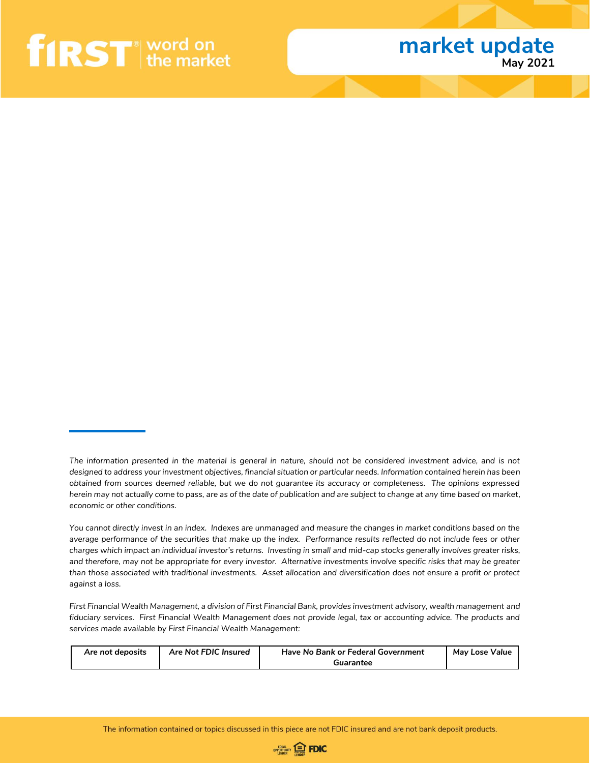*The information presented in the material is general in nature, should not be considered investment advice, and is not designed to address your investment objectives, financial situation or particular needs. Information contained herein has been obtained from sources deemed reliable, but we do not guarantee its accuracy or completeness. The opinions expressed herein may not actually come to pass, are as of the date of publication and are subject to change at any time based on market, economic or other conditions.*

*You cannot directly invest in an index. Indexes are unmanaged and measure the changes in market conditions based on the average performance of the securities that make up the index. Performance results reflected do not include fees or other charges which impact an individual investor's returns. Investing in small and mid-cap stocks generally involves greater risks, and therefore, may not be appropriate for every investor. Alternative investments involve specific risks that may be greater than those associated with traditional investments. Asset allocation and diversification does not ensure a profit or protect against a loss.*

*First Financial Wealth Management, a division of First Financial Bank, provides investment advisory, wealth management and fiduciary services. First Financial Wealth Management does not provide legal, tax or accounting advice. The products and services made available by First Financial Wealth Management:*

| | | | |
|---|---|---|---|
| ***Are not deposits*** | ***Are Not FDIC Insured*** | ***Have No Bank or Federal Government Guarantee*** | ***May Lose Value*** |

The information contained or topics discussed in this piece are not FDIC insured and are not bank deposit products.